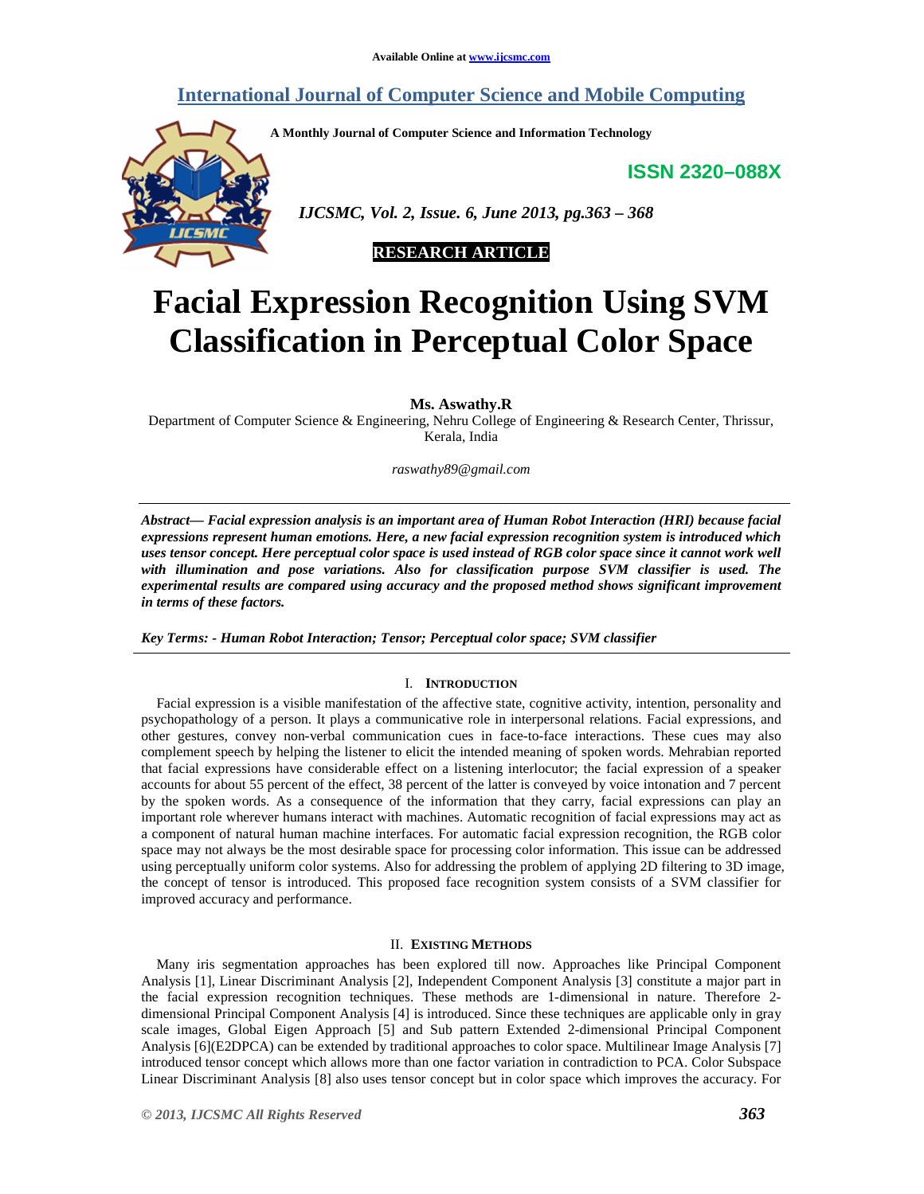Available Online at www.ijcsmc.com

# International Journal of Computer Science and Mobile Computing

A Monthly Journal of Computer Science and Information Technology

ISSN 2320–088X

*IJCSMC, Vol. 2, Issue. 6, June 2013, pg.363 – 368*

**RESEARCH ARTICLE**

# Facial Expression Recognition Using SVM Classification in Perceptual Color Space

**Ms. Aswathy.R**

Department of Computer Science & Engineering, Nehru College of Engineering & Research Center, Thrissur, Kerala, India

*raswathy89@gmail.com*

***Abstract— Facial expression analysis is an important area of Human Robot Interaction (HRI) because facial expressions represent human emotions. Here, a new facial expression recognition system is introduced which uses tensor concept. Here perceptual color space is used instead of RGB color space since it cannot work well with illumination and pose variations. Also for classification purpose SVM classifier is used. The experimental results are compared using accuracy and the proposed method shows significant improvement in terms of these factors.***

***Key Terms: - Human Robot Interaction; Tensor; Perceptual color space; SVM classifier***

## I. Introduction

Facial expression is a visible manifestation of the affective state, cognitive activity, intention, personality and psychopathology of a person. It plays a communicative role in interpersonal relations. Facial expressions, and other gestures, convey non-verbal communication cues in face-to-face interactions. These cues may also complement speech by helping the listener to elicit the intended meaning of spoken words. Mehrabian reported that facial expressions have considerable effect on a listening interlocutor; the facial expression of a speaker accounts for about 55 percent of the effect, 38 percent of the latter is conveyed by voice intonation and 7 percent by the spoken words. As a consequence of the information that they carry, facial expressions can play an important role wherever humans interact with machines. Automatic recognition of facial expressions may act as a component of natural human machine interfaces. For automatic facial expression recognition, the RGB color space may not always be the most desirable space for processing color information. This issue can be addressed using perceptually uniform color systems. Also for addressing the problem of applying 2D filtering to 3D image, the concept of tensor is introduced. This proposed face recognition system consists of a SVM classifier for improved accuracy and performance.

## II. Existing Methods

Many iris segmentation approaches has been explored till now. Approaches like Principal Component Analysis [1], Linear Discriminant Analysis [2], Independent Component Analysis [3] constitute a major part in the facial expression recognition techniques. These methods are 1-dimensional in nature. Therefore 2-dimensional Principal Component Analysis [4] is introduced. Since these techniques are applicable only in gray scale images, Global Eigen Approach [5] and Sub pattern Extended 2-dimensional Principal Component Analysis [6](E2DPCA) can be extended by traditional approaches to color space. Multilinear Image Analysis [7] introduced tensor concept which allows more than one factor variation in contradiction to PCA. Color Subspace Linear Discriminant Analysis [8] also uses tensor concept but in color space which improves the accuracy. For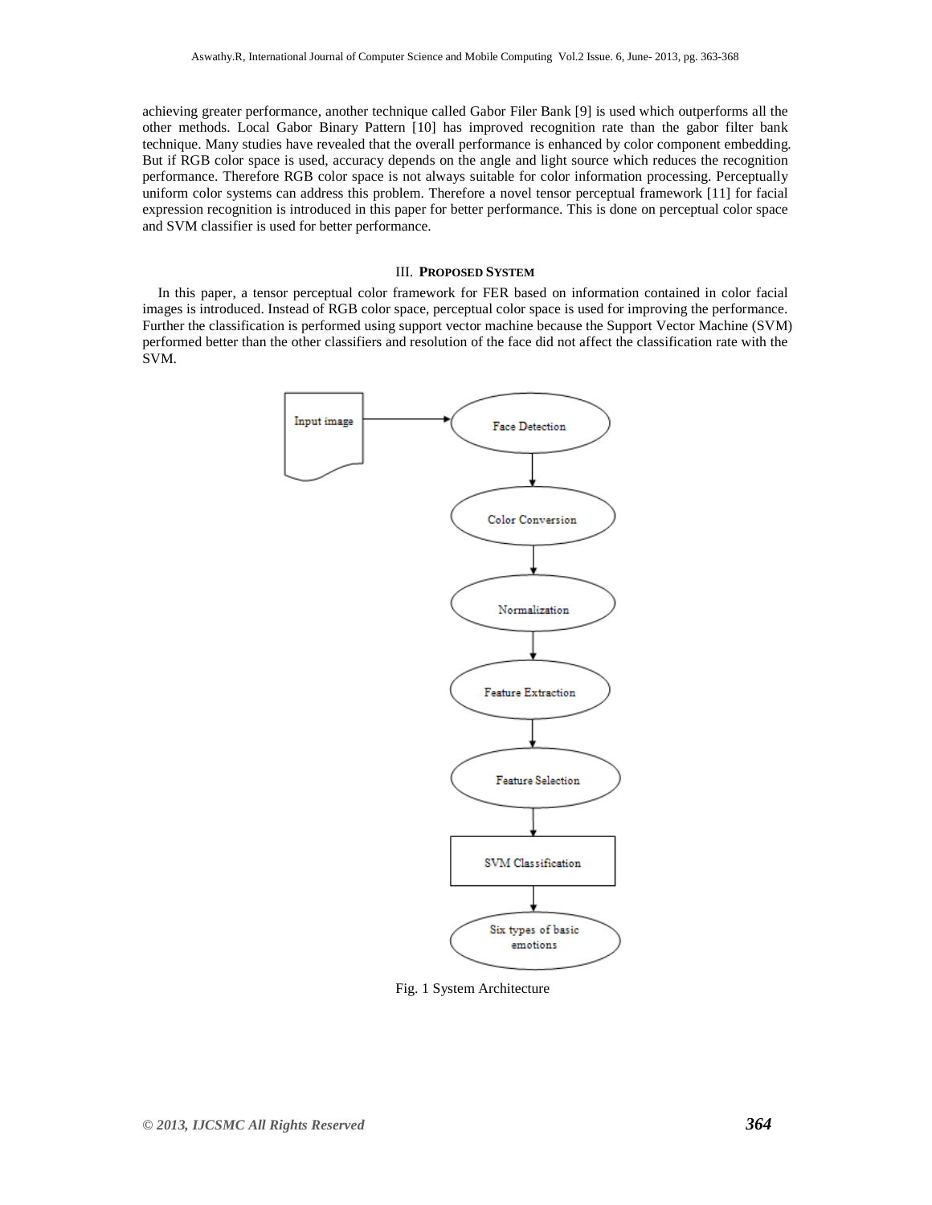achieving greater performance, another technique called Gabor Filer Bank [9] is used which outperforms all the other methods. Local Gabor Binary Pattern [10] has improved recognition rate than the gabor filter bank technique. Many studies have revealed that the overall performance is enhanced by color component embedding. But if RGB color space is used, accuracy depends on the angle and light source which reduces the recognition performance. Therefore RGB color space is not always suitable for color information processing. Perceptually uniform color systems can address this problem. Therefore a novel tensor perceptual framework [11] for facial expression recognition is introduced in this paper for better performance. This is done on perceptual color space and SVM classifier is used for better performance.

## III. PROPOSED SYSTEM

In this paper, a tensor perceptual color framework for FER based on information contained in color facial images is introduced. Instead of RGB color space, perceptual color space is used for improving the performance. Further the classification is performed using support vector machine because the Support Vector Machine (SVM) performed better than the other classifiers and resolution of the face did not affect the classification rate with the SVM.

Input image → Face Detection → Color Conversion → Normalization → Feature Extraction → Feature Selection → SVM Classification → Six types of basic emotions

Fig. 1 System Architecture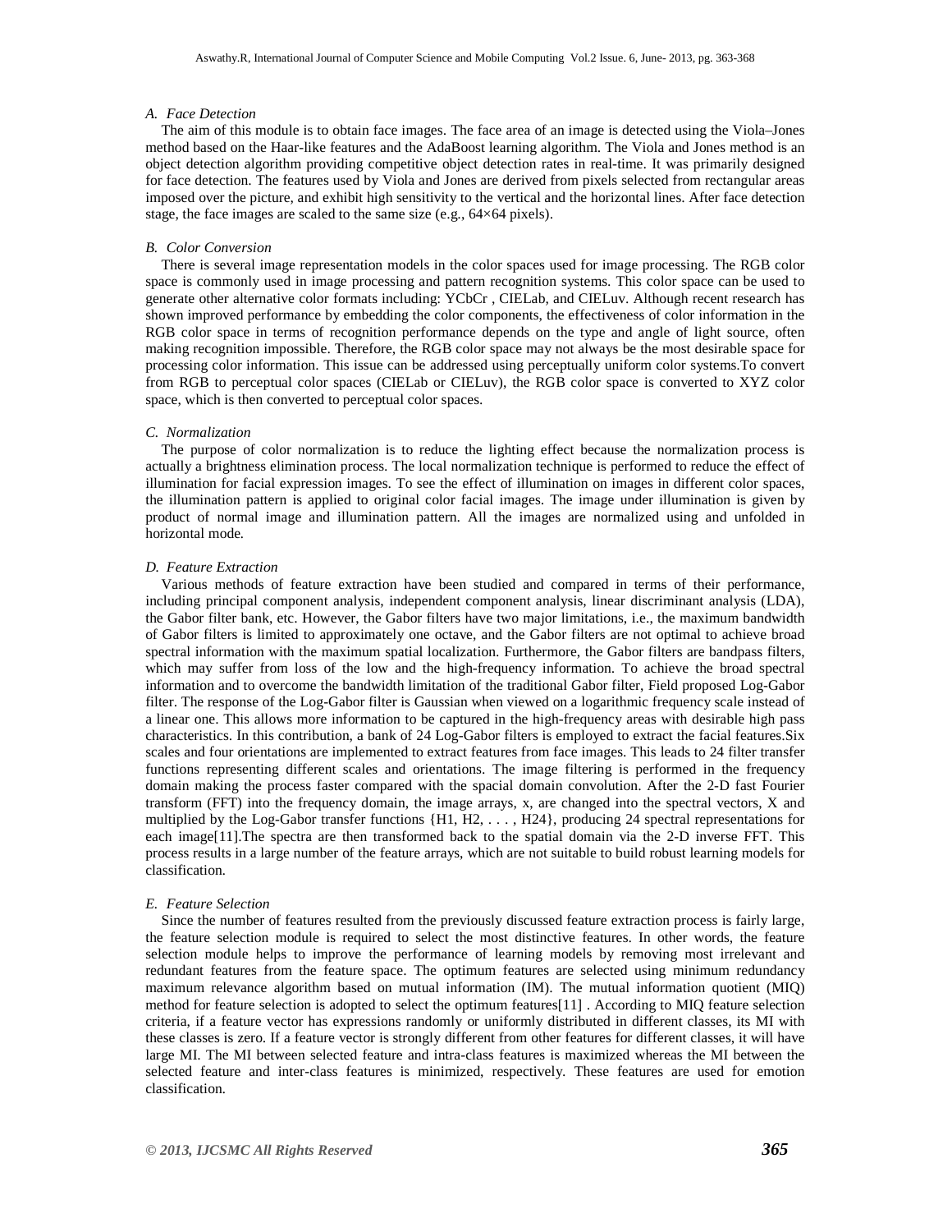### A. Face Detection

The aim of this module is to obtain face images. The face area of an image is detected using the Viola–Jones method based on the Haar-like features and the AdaBoost learning algorithm. The Viola and Jones method is an object detection algorithm providing competitive object detection rates in real-time. It was primarily designed for face detection. The features used by Viola and Jones are derived from pixels selected from rectangular areas imposed over the picture, and exhibit high sensitivity to the vertical and the horizontal lines. After face detection stage, the face images are scaled to the same size (e.g., 64×64 pixels).

### B. Color Conversion

There is several image representation models in the color spaces used for image processing. The RGB color space is commonly used in image processing and pattern recognition systems. This color space can be used to generate other alternative color formats including: YCbCr , CIELab, and CIELuv. Although recent research has shown improved performance by embedding the color components, the effectiveness of color information in the RGB color space in terms of recognition performance depends on the type and angle of light source, often making recognition impossible. Therefore, the RGB color space may not always be the most desirable space for processing color information. This issue can be addressed using perceptually uniform color systems.To convert from RGB to perceptual color spaces (CIELab or CIELuv), the RGB color space is converted to XYZ color space, which is then converted to perceptual color spaces.

### C. Normalization

The purpose of color normalization is to reduce the lighting effect because the normalization process is actually a brightness elimination process. The local normalization technique is performed to reduce the effect of illumination for facial expression images. To see the effect of illumination on images in different color spaces, the illumination pattern is applied to original color facial images. The image under illumination is given by product of normal image and illumination pattern. All the images are normalized using and unfolded in horizontal mode.

### D. Feature Extraction

Various methods of feature extraction have been studied and compared in terms of their performance, including principal component analysis, independent component analysis, linear discriminant analysis (LDA), the Gabor filter bank, etc. However, the Gabor filters have two major limitations, i.e., the maximum bandwidth of Gabor filters is limited to approximately one octave, and the Gabor filters are not optimal to achieve broad spectral information with the maximum spatial localization. Furthermore, the Gabor filters are bandpass filters, which may suffer from loss of the low and the high-frequency information. To achieve the broad spectral information and to overcome the bandwidth limitation of the traditional Gabor filter, Field proposed Log-Gabor filter. The response of the Log-Gabor filter is Gaussian when viewed on a logarithmic frequency scale instead of a linear one. This allows more information to be captured in the high-frequency areas with desirable high pass characteristics. In this contribution, a bank of 24 Log-Gabor filters is employed to extract the facial features.Six scales and four orientations are implemented to extract features from face images. This leads to 24 filter transfer functions representing different scales and orientations. The image filtering is performed in the frequency domain making the process faster compared with the spacial domain convolution. After the 2-D fast Fourier transform (FFT) into the frequency domain, the image arrays, x, are changed into the spectral vectors, X and multiplied by the Log-Gabor transfer functions $\{H_1, H_2, \ldots, H_{24}\}$, producing 24 spectral representations for each image[11].The spectra are then transformed back to the spatial domain via the 2-D inverse FFT. This process results in a large number of the feature arrays, which are not suitable to build robust learning models for classification.

### E. Feature Selection

Since the number of features resulted from the previously discussed feature extraction process is fairly large, the feature selection module is required to select the most distinctive features. In other words, the feature selection module helps to improve the performance of learning models by removing most irrelevant and redundant features from the feature space. The optimum features are selected using minimum redundancy maximum relevance algorithm based on mutual information (IM). The mutual information quotient (MIQ) method for feature selection is adopted to select the optimum features[11] . According to MIQ feature selection criteria, if a feature vector has expressions randomly or uniformly distributed in different classes, its MI with these classes is zero. If a feature vector is strongly different from other features for different classes, it will have large MI. The MI between selected feature and intra-class features is maximized whereas the MI between the selected feature and inter-class features is minimized, respectively. These features are used for emotion classification.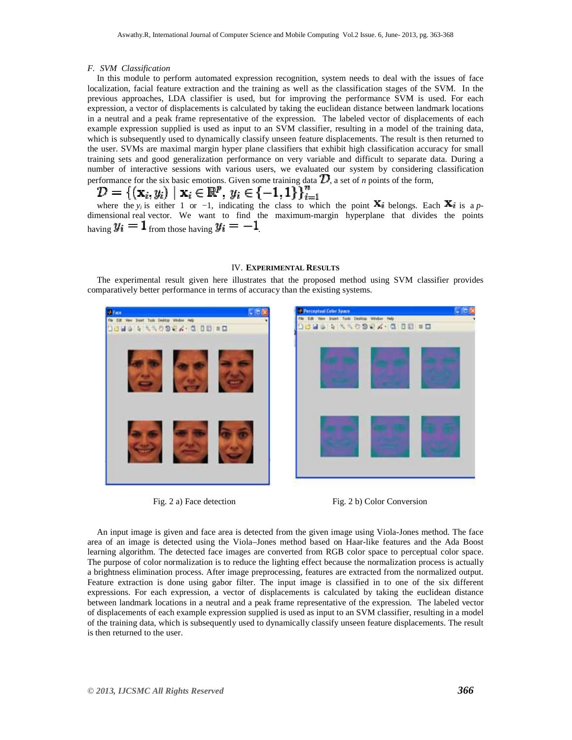### F. SVM Classification

In this module to perform automated expression recognition, system needs to deal with the issues of face localization, facial feature extraction and the training as well as the classification stages of the SVM. In the previous approaches, LDA classifier is used, but for improving the performance SVM is used. For each expression, a vector of displacements is calculated by taking the euclidean distance between landmark locations in a neutral and a peak frame representative of the expression. The labeled vector of displacements of each example expression supplied is used as input to an SVM classifier, resulting in a model of the training data, which is subsequently used to dynamically classify unseen feature displacements. The result is then returned to the user. SVMs are maximal margin hyper plane classifiers that exhibit high classification accuracy for small training sets and good generalization performance on very variable and difficult to separate data. During a number of interactive sessions with various users, we evaluated our system by considering classification performance for the six basic emotions. Given some training data $\mathcal{D}$, a set of *n* points of the form,

$$\mathcal{D} = \left\{(\mathbf{x}_i, y_i) \mid \mathbf{x}_i \in \mathbb{R}^p,\, y_i \in \{-1,1\}\right\}_{i=1}^{n}$$

where the $y_i$ is either 1 or −1, indicating the class to which the point $\mathbf{x}_i$ belongs. Each $\mathbf{x}_i$ is a *p*-dimensional real vector. We want to find the maximum-margin hyperplane that divides the points having $y_i = 1$ from those having $y_i = -1$.

## IV. EXPERIMENTAL RESULTS

The experimental result given here illustrates that the proposed method using SVM classifier provides comparatively better performance in terms of accuracy than the existing systems.

Fig. 2 a) Face detection

Fig. 2 b) Color Conversion

An input image is given and face area is detected from the given image using Viola-Jones method. The face area of an image is detected using the Viola–Jones method based on Haar-like features and the Ada Boost learning algorithm. The detected face images are converted from RGB color space to perceptual color space. The purpose of color normalization is to reduce the lighting effect because the normalization process is actually a brightness elimination process. After image preprocessing, features are extracted from the normalized output. Feature extraction is done using gabor filter. The input image is classified in to one of the six different expressions. For each expression, a vector of displacements is calculated by taking the euclidean distance between landmark locations in a neutral and a peak frame representative of the expression. The labeled vector of displacements of each example expression supplied is used as input to an SVM classifier, resulting in a model of the training data, which is subsequently used to dynamically classify unseen feature displacements. The result is then returned to the user.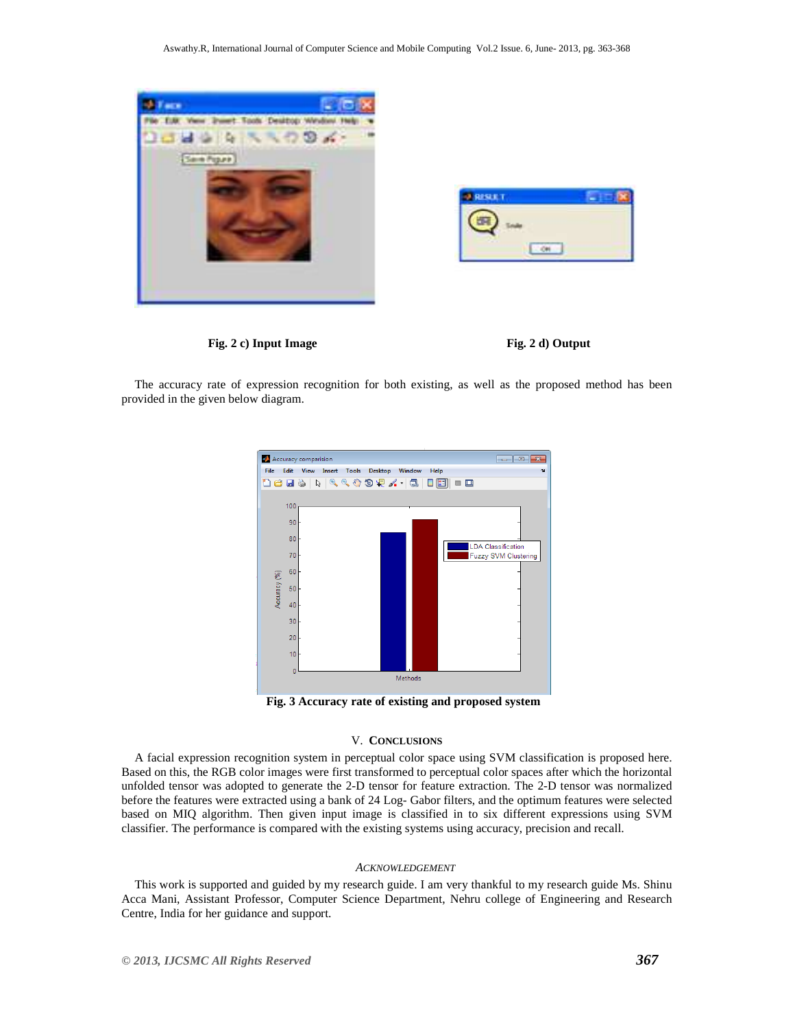Fig. 2 c) Input Image

Fig. 2 d) Output

The accuracy rate of expression recognition for both existing, as well as the proposed method has been provided in the given below diagram.

Fig. 3 Accuracy rate of existing and proposed system

## V. Conclusions

A facial expression recognition system in perceptual color space using SVM classification is proposed here. Based on this, the RGB color images were first transformed to perceptual color spaces after which the horizontal unfolded tensor was adopted to generate the 2-D tensor for feature extraction. The 2-D tensor was normalized before the features were extracted using a bank of 24 Log- Gabor filters, and the optimum features were selected based on MIQ algorithm. Then given input image is classified in to six different expressions using SVM classifier. The performance is compared with the existing systems using accuracy, precision and recall.

## *Acknowledgement*

This work is supported and guided by my research guide. I am very thankful to my research guide Ms. Shinu Acca Mani, Assistant Professor, Computer Science Department, Nehru college of Engineering and Research Centre, India for her guidance and support.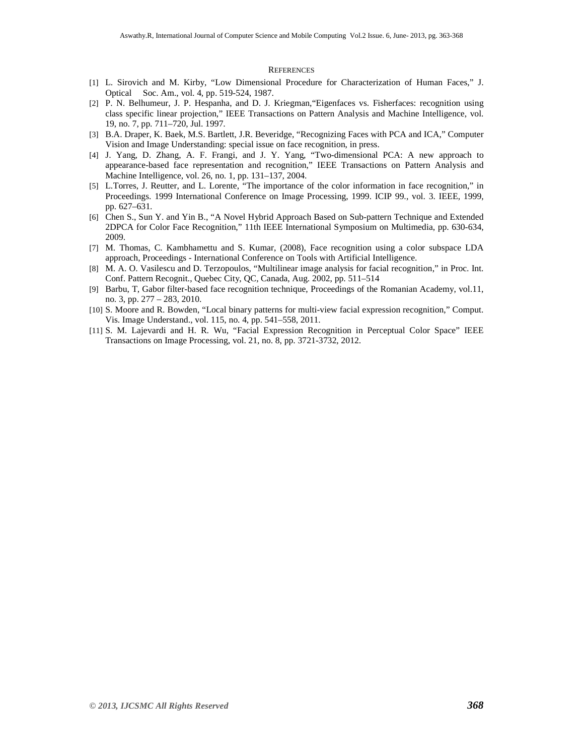## REFERENCES

[1] L. Sirovich and M. Kirby, "Low Dimensional Procedure for Characterization of Human Faces," J. Optical Soc. Am., vol. 4, pp. 519-524, 1987.

[2] P. N. Belhumeur, J. P. Hespanha, and D. J. Kriegman,"Eigenfaces vs. Fisherfaces: recognition using class specific linear projection," IEEE Transactions on Pattern Analysis and Machine Intelligence, vol. 19, no. 7, pp. 711–720, Jul. 1997.

[3] B.A. Draper, K. Baek, M.S. Bartlett, J.R. Beveridge, "Recognizing Faces with PCA and ICA," Computer Vision and Image Understanding: special issue on face recognition, in press.

[4] J. Yang, D. Zhang, A. F. Frangi, and J. Y. Yang, "Two-dimensional PCA: A new approach to appearance-based face representation and recognition," IEEE Transactions on Pattern Analysis and Machine Intelligence, vol. 26, no. 1, pp. 131–137, 2004.

[5] L.Torres, J. Reutter, and L. Lorente, "The importance of the color information in face recognition," in Proceedings. 1999 International Conference on Image Processing, 1999. ICIP 99., vol. 3. IEEE, 1999, pp. 627–631.

[6] Chen S., Sun Y. and Yin B., "A Novel Hybrid Approach Based on Sub-pattern Technique and Extended 2DPCA for Color Face Recognition," 11th IEEE International Symposium on Multimedia, pp. 630-634, 2009.

[7] M. Thomas, C. Kambhamettu and S. Kumar, (2008), Face recognition using a color subspace LDA approach, Proceedings - International Conference on Tools with Artificial Intelligence.

[8] M. A. O. Vasilescu and D. Terzopoulos, "Multilinear image analysis for facial recognition," in Proc. Int. Conf. Pattern Recognit., Quebec City, QC, Canada, Aug. 2002, pp. 511–514

[9] Barbu, T, Gabor filter-based face recognition technique, Proceedings of the Romanian Academy, vol.11, no. 3, pp. 277 – 283, 2010.

[10] S. Moore and R. Bowden, "Local binary patterns for multi-view facial expression recognition," Comput. Vis. Image Understand., vol. 115, no. 4, pp. 541–558, 2011.

[11] S. M. Lajevardi and H. R. Wu, "Facial Expression Recognition in Perceptual Color Space" IEEE Transactions on Image Processing, vol. 21, no. 8, pp. 3721-3732, 2012.